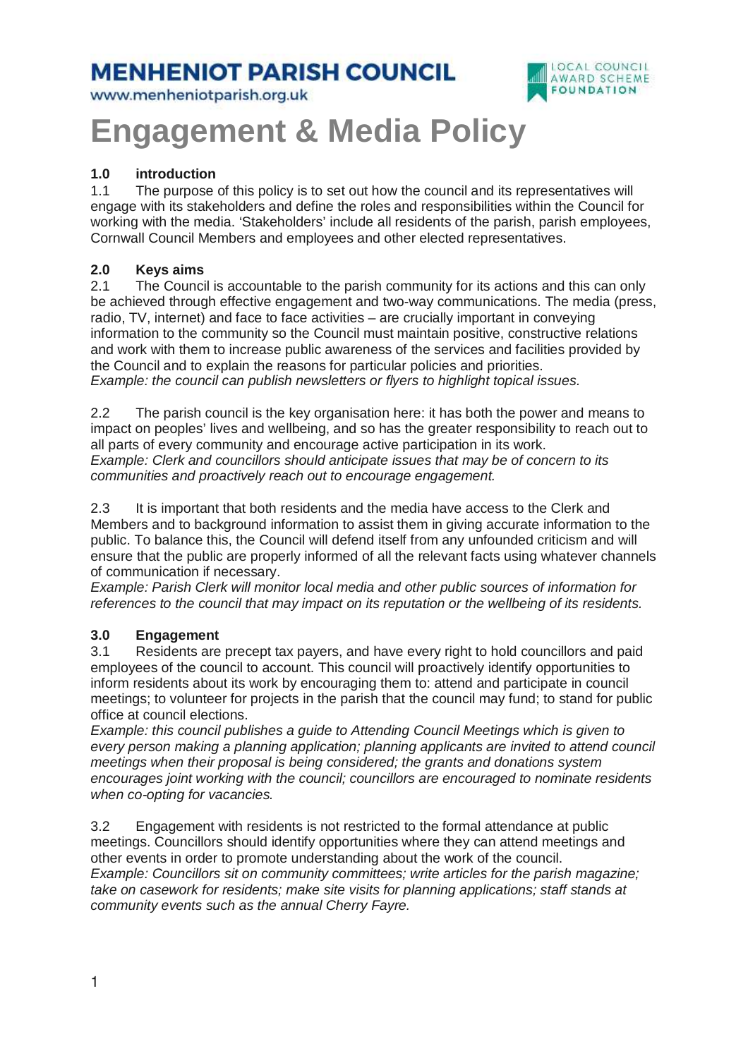# MENHENIOT PARISH COUNCIL

www.menheniotparish.org.uk

# Engagement & Media Policy

## 1.0 introduction

1.1 The purpose of this policy is to set out how the council and its representatives will engage with its stakeholders and define the roles and responsibilities within the Council for working with the media. 'Stakeholders' include all residents of the parish, parish employees, Cornwall Council Members and employees and other elected representatives.

## 2.0 Keys aims

2.1 The Council is accountable to the parish community for its actions and this can only be achieved through effective engagement and two-way communications. The media (press, radio, TV, internet) and face to face activities – are crucially important in conveying information to the community so the Council must maintain positive, constructive relations and work with them to increase public awareness of the services and facilities provided by the Council and to explain the reasons for particular policies and priorities.
*Example: the council can publish newsletters or flyers to highlight topical issues.*

2.2 The parish council is the key organisation here: it has both the power and means to impact on peoples' lives and wellbeing, and so has the greater responsibility to reach out to all parts of every community and encourage active participation in its work.
*Example: Clerk and councillors should anticipate issues that may be of concern to its communities and proactively reach out to encourage engagement.*

2.3 It is important that both residents and the media have access to the Clerk and Members and to background information to assist them in giving accurate information to the public. To balance this, the Council will defend itself from any unfounded criticism and will ensure that the public are properly informed of all the relevant facts using whatever channels of communication if necessary.
*Example: Parish Clerk will monitor local media and other public sources of information for references to the council that may impact on its reputation or the wellbeing of its residents.*

## 3.0 Engagement

3.1 Residents are precept tax payers, and have every right to hold councillors and paid employees of the council to account. This council will proactively identify opportunities to inform residents about its work by encouraging them to: attend and participate in council meetings; to volunteer for projects in the parish that the council may fund; to stand for public office at council elections.
*Example: this council publishes a guide to Attending Council Meetings which is given to every person making a planning application; planning applicants are invited to attend council meetings when their proposal is being considered; the grants and donations system encourages joint working with the council; councillors are encouraged to nominate residents when co-opting for vacancies.*

3.2 Engagement with residents is not restricted to the formal attendance at public meetings. Councillors should identify opportunities where they can attend meetings and other events in order to promote understanding about the work of the council.
*Example: Councillors sit on community committees; write articles for the parish magazine; take on casework for residents; make site visits for planning applications; staff stands at community events such as the annual Cherry Fayre.*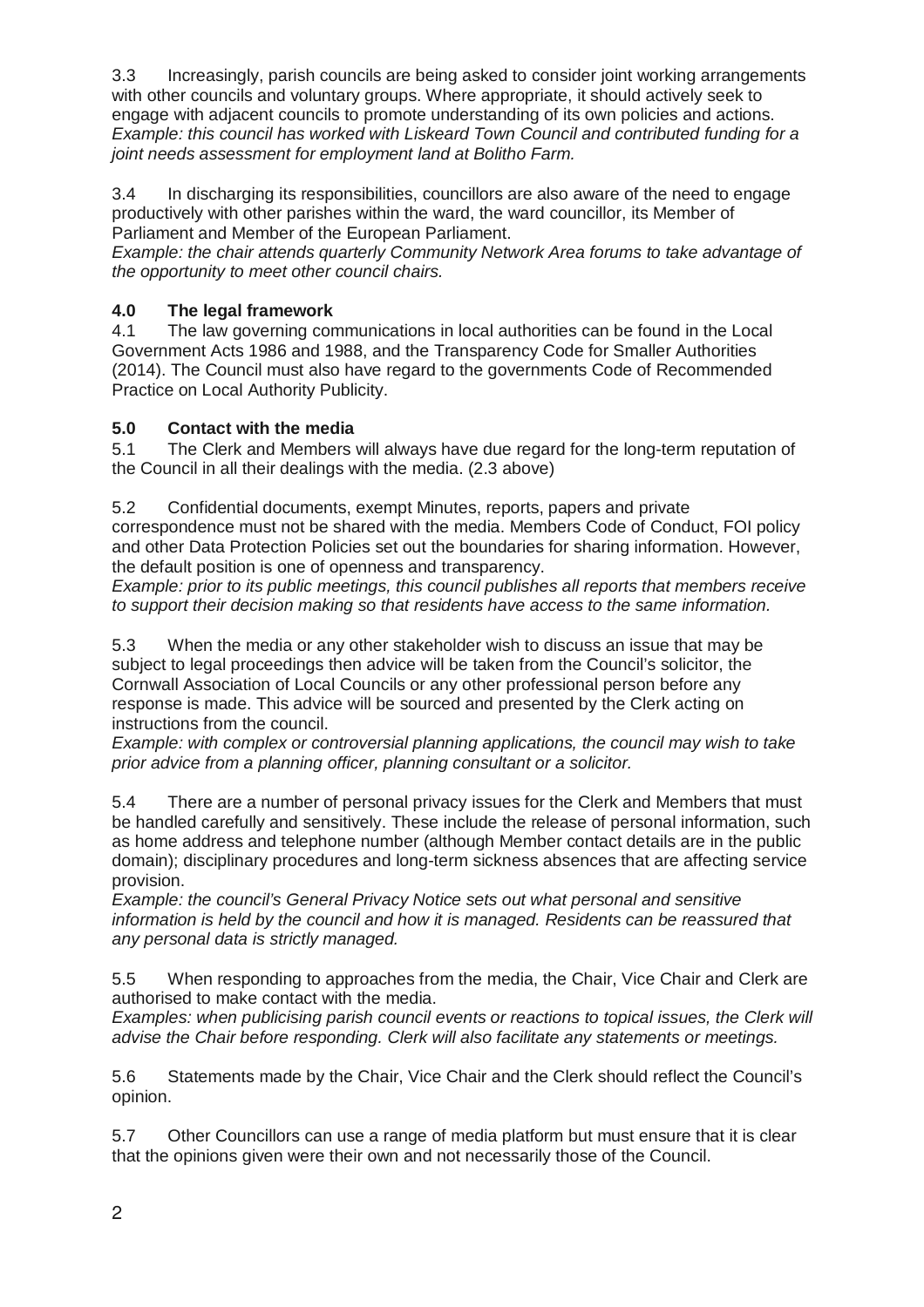3.3 Increasingly, parish councils are being asked to consider joint working arrangements with other councils and voluntary groups. Where appropriate, it should actively seek to engage with adjacent councils to promote understanding of its own policies and actions.
*Example: this council has worked with Liskeard Town Council and contributed funding for a joint needs assessment for employment land at Bolitho Farm.*

3.4 In discharging its responsibilities, councillors are also aware of the need to engage productively with other parishes within the ward, the ward councillor, its Member of Parliament and Member of the European Parliament.
*Example: the chair attends quarterly Community Network Area forums to take advantage of the opportunity to meet other council chairs.*

## 4.0 The legal framework

4.1 The law governing communications in local authorities can be found in the Local Government Acts 1986 and 1988, and the Transparency Code for Smaller Authorities (2014). The Council must also have regard to the governments Code of Recommended Practice on Local Authority Publicity.

## 5.0 Contact with the media

5.1 The Clerk and Members will always have due regard for the long-term reputation of the Council in all their dealings with the media. (2.3 above)

5.2 Confidential documents, exempt Minutes, reports, papers and private correspondence must not be shared with the media. Members Code of Conduct, FOI policy and other Data Protection Policies set out the boundaries for sharing information. However, the default position is one of openness and transparency.
*Example: prior to its public meetings, this council publishes all reports that members receive to support their decision making so that residents have access to the same information.*

5.3 When the media or any other stakeholder wish to discuss an issue that may be subject to legal proceedings then advice will be taken from the Council's solicitor, the Cornwall Association of Local Councils or any other professional person before any response is made. This advice will be sourced and presented by the Clerk acting on instructions from the council.
*Example: with complex or controversial planning applications, the council may wish to take prior advice from a planning officer, planning consultant or a solicitor.*

5.4 There are a number of personal privacy issues for the Clerk and Members that must be handled carefully and sensitively. These include the release of personal information, such as home address and telephone number (although Member contact details are in the public domain); disciplinary procedures and long-term sickness absences that are affecting service provision.
*Example: the council's General Privacy Notice sets out what personal and sensitive information is held by the council and how it is managed. Residents can be reassured that any personal data is strictly managed.*

5.5 When responding to approaches from the media, the Chair, Vice Chair and Clerk are authorised to make contact with the media.
*Examples: when publicising parish council events or reactions to topical issues, the Clerk will advise the Chair before responding. Clerk will also facilitate any statements or meetings.*

5.6 Statements made by the Chair, Vice Chair and the Clerk should reflect the Council's opinion.

5.7 Other Councillors can use a range of media platform but must ensure that it is clear that the opinions given were their own and not necessarily those of the Council.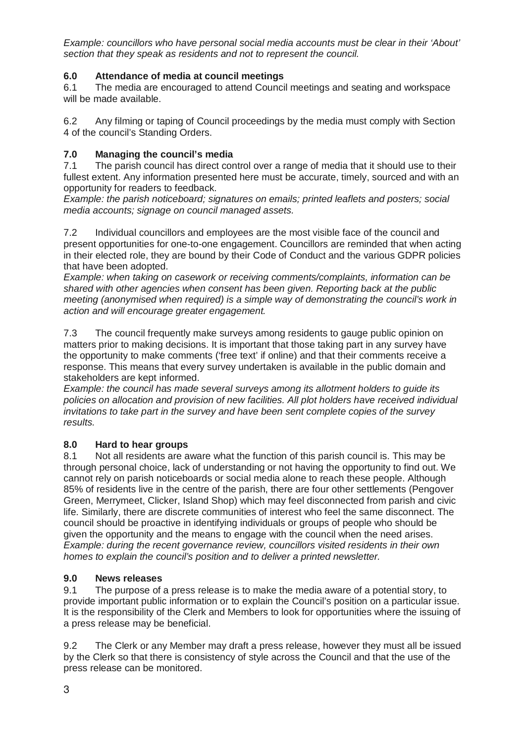*Example: councillors who have personal social media accounts must be clear in their 'About' section that they speak as residents and not to represent the council.*

## 6.0 Attendance of media at council meetings

6.1 The media are encouraged to attend Council meetings and seating and workspace will be made available.

6.2 Any filming or taping of Council proceedings by the media must comply with Section 4 of the council's Standing Orders.

## 7.0 Managing the council's media

7.1 The parish council has direct control over a range of media that it should use to their fullest extent. Any information presented here must be accurate, timely, sourced and with an opportunity for readers to feedback.
*Example: the parish noticeboard; signatures on emails; printed leaflets and posters; social media accounts; signage on council managed assets.*

7.2 Individual councillors and employees are the most visible face of the council and present opportunities for one-to-one engagement. Councillors are reminded that when acting in their elected role, they are bound by their Code of Conduct and the various GDPR policies that have been adopted.
*Example: when taking on casework or receiving comments/complaints, information can be shared with other agencies when consent has been given. Reporting back at the public meeting (anonymised when required) is a simple way of demonstrating the council's work in action and will encourage greater engagement.*

7.3 The council frequently make surveys among residents to gauge public opinion on matters prior to making decisions. It is important that those taking part in any survey have the opportunity to make comments ('free text' if online) and that their comments receive a response. This means that every survey undertaken is available in the public domain and stakeholders are kept informed.
*Example: the council has made several surveys among its allotment holders to guide its policies on allocation and provision of new facilities. All plot holders have received individual invitations to take part in the survey and have been sent complete copies of the survey results.*

## 8.0 Hard to hear groups

8.1 Not all residents are aware what the function of this parish council is. This may be through personal choice, lack of understanding or not having the opportunity to find out. We cannot rely on parish noticeboards or social media alone to reach these people. Although 85% of residents live in the centre of the parish, there are four other settlements (Pengover Green, Merrymeet, Clicker, Island Shop) which may feel disconnected from parish and civic life. Similarly, there are discrete communities of interest who feel the same disconnect. The council should be proactive in identifying individuals or groups of people who should be given the opportunity and the means to engage with the council when the need arises.
*Example: during the recent governance review, councillors visited residents in their own homes to explain the council's position and to deliver a printed newsletter.*

## 9.0 News releases

9.1 The purpose of a press release is to make the media aware of a potential story, to provide important public information or to explain the Council's position on a particular issue. It is the responsibility of the Clerk and Members to look for opportunities where the issuing of a press release may be beneficial.

9.2 The Clerk or any Member may draft a press release, however they must all be issued by the Clerk so that there is consistency of style across the Council and that the use of the press release can be monitored.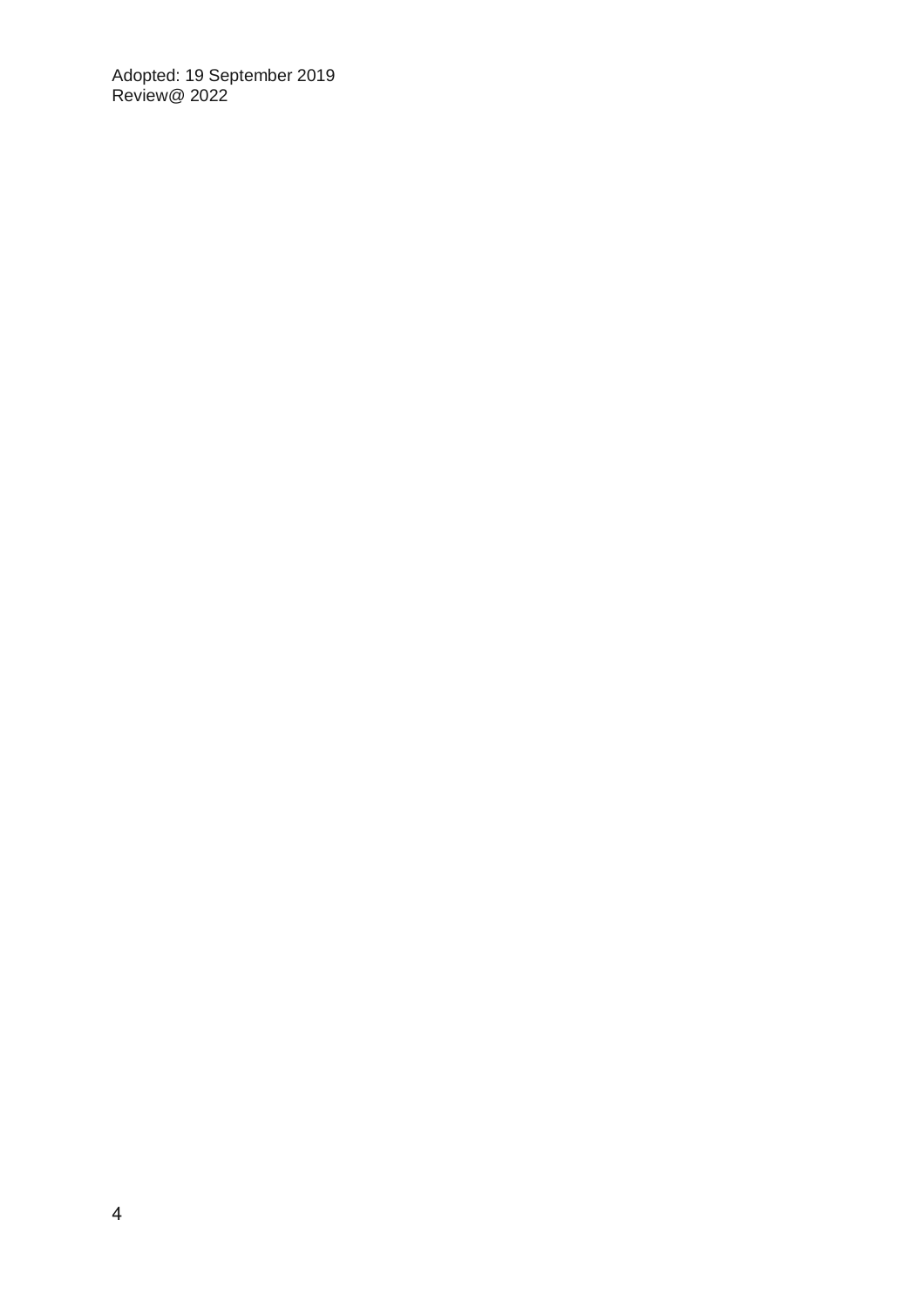Adopted: 19 September 2019
Review@ 2022